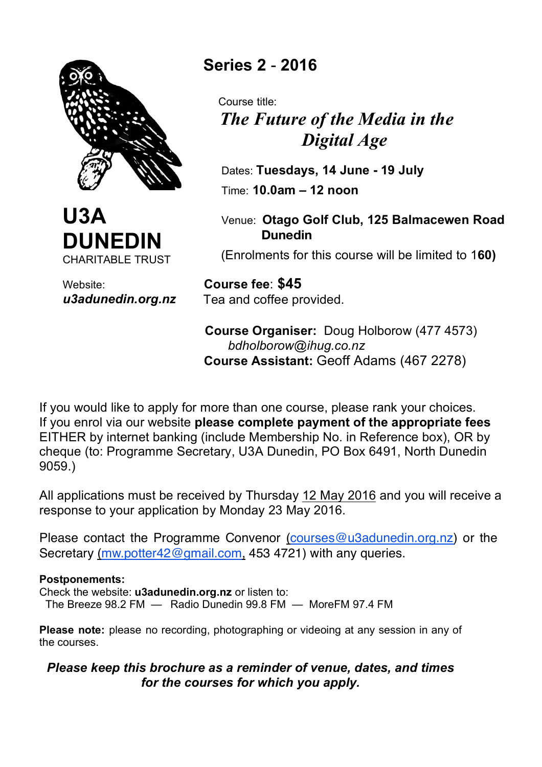# U3A DUNEDIN

CHARITABLE TRUST

Website:
***u3adunedin.org.nz***

## Series 2 - 2016

Course title:
***The Future of the Media in the Digital Age***

Dates: **Tuesdays, 14 June - 19 July**

Time: **10.0am – 12 noon**

Venue: **Otago Golf Club, 125 Balmacewen Road Dunedin**

(Enrolments for this course will be limited to 1**60)**

**Course fee**: **$45**
Tea and coffee provided.

**Course Organiser:** Doug Holborow (477 4573)
*bdholborow@ihug.co.nz*
**Course Assistant:** Geoff Adams (467 2278)

If you would like to apply for more than one course, please rank your choices.
If you enrol via our website **please complete payment of the appropriate fees** EITHER by internet banking (include Membership No. in Reference box), OR by cheque (to: Programme Secretary, U3A Dunedin, PO Box 6491, North Dunedin 9059.)

All applications must be received by Thursday 12 May 2016 and you will receive a response to your application by Monday 23 May 2016.

Please contact the Programme Convenor (courses@u3adunedin.org.nz) or the Secretary (mw.potter42@gmail.com, 453 4721) with any queries.

**Postponements:**
Check the website: **u3adunedin.org.nz** or listen to:
The Breeze 98.2 FM — Radio Dunedin 99.8 FM — MoreFM 97.4 FM

**Please note:** please no recording, photographing or videoing at any session in any of the courses.

***Please keep this brochure as a reminder of venue, dates, and times for the courses for which you apply.***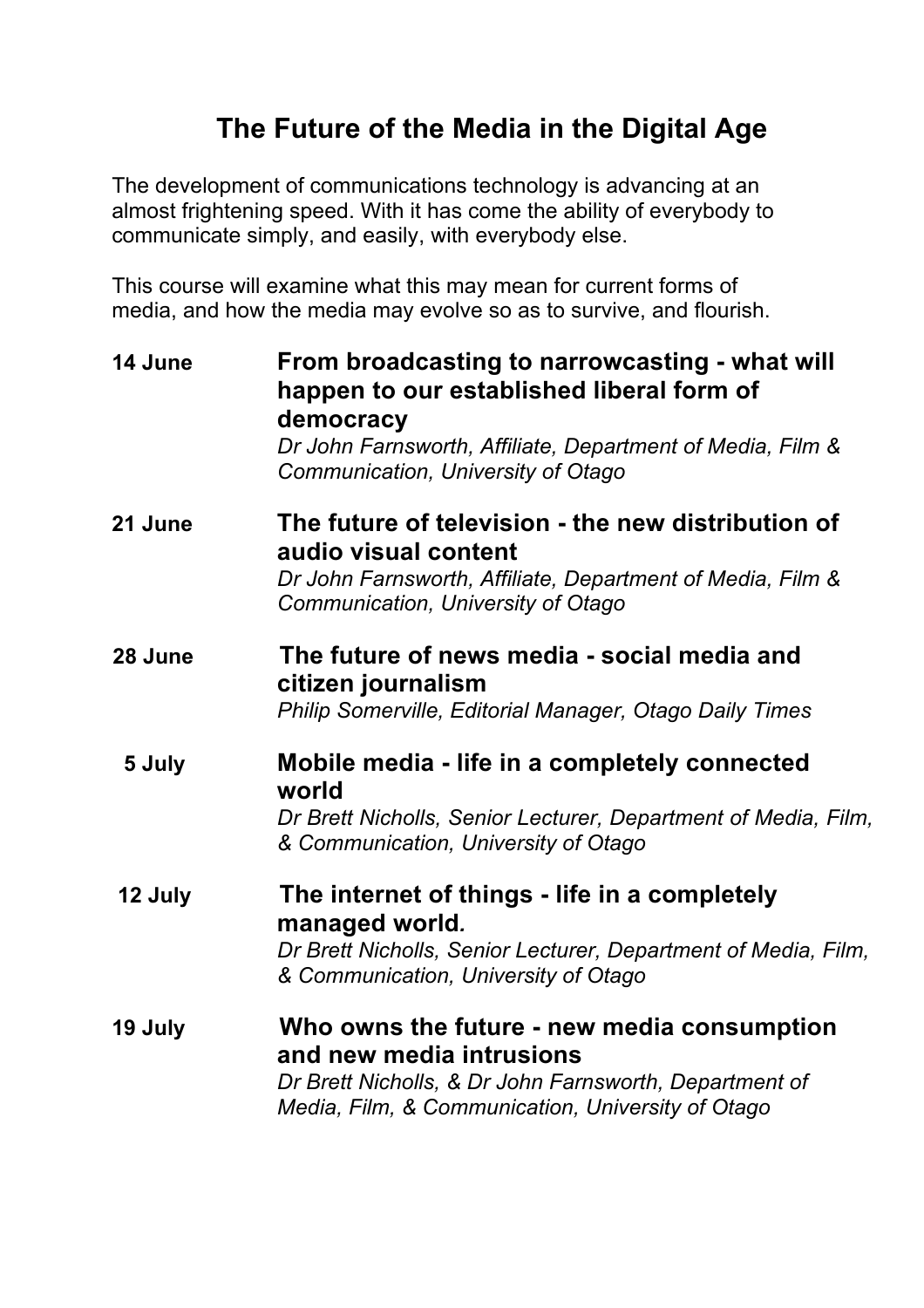# The Future of the Media in the Digital Age

The development of communications technology is advancing at an almost frightening speed. With it has come the ability of everybody to communicate simply, and easily, with everybody else.

This course will examine what this may mean for current forms of media, and how the media may evolve so as to survive, and flourish.

**14 June** — **From broadcasting to narrowcasting - what will happen to our established liberal form of democracy**
*Dr John Farnsworth, Affiliate, Department of Media, Film & Communication, University of Otago*

**21 June** — **The future of television - the new distribution of audio visual content**
*Dr John Farnsworth, Affiliate, Department of Media, Film & Communication, University of Otago*

**28 June** — **The future of news media - social media and citizen journalism**
*Philip Somerville, Editorial Manager, Otago Daily Times*

**5 July** — **Mobile media - life in a completely connected world**
*Dr Brett Nicholls, Senior Lecturer, Department of Media, Film, & Communication, University of Otago*

**12 July** — **The internet of things - life in a completely managed world.**
*Dr Brett Nicholls, Senior Lecturer, Department of Media, Film, & Communication, University of Otago*

**19 July** — **Who owns the future - new media consumption and new media intrusions**
*Dr Brett Nicholls, & Dr John Farnsworth, Department of Media, Film, & Communication, University of Otago*